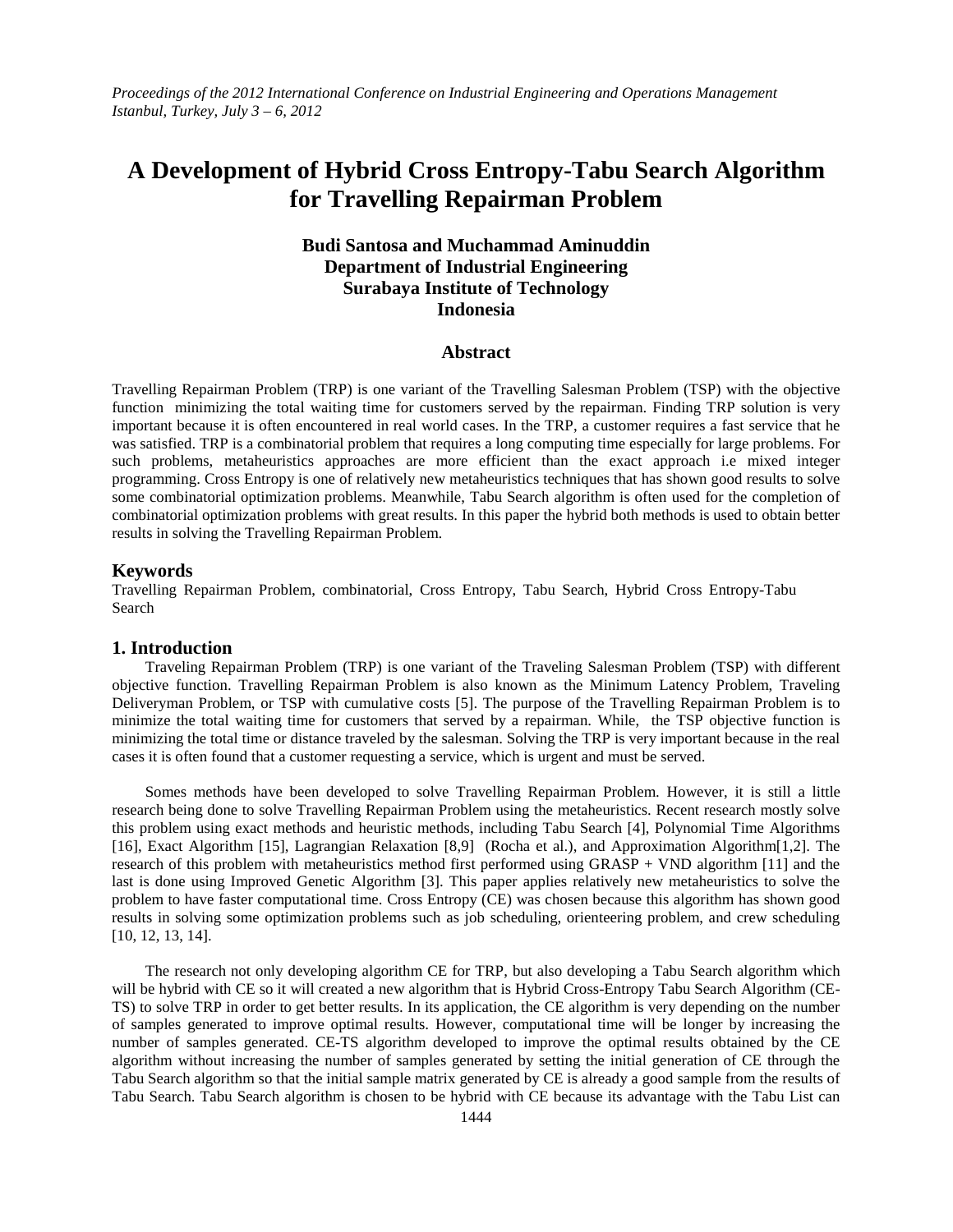# A Development of Hybrid Cross Entropy-Tabu Search Algorithm for Travelling Repairman Problem

**Budi Santosa and Muchammad Aminuddin**
**Department of Industrial Engineering**
**Surabaya Institute of Technology**
**Indonesia**

## Abstract

Travelling Repairman Problem (TRP) is one variant of the Travelling Salesman Problem (TSP) with the objective function minimizing the total waiting time for customers served by the repairman. Finding TRP solution is very important because it is often encountered in real world cases. In the TRP, a customer requires a fast service that he was satisfied. TRP is a combinatorial problem that requires a long computing time especially for large problems. For such problems, metaheuristics approaches are more efficient than the exact approach i.e mixed integer programming. Cross Entropy is one of relatively new metaheuristics techniques that has shown good results to solve some combinatorial optimization problems. Meanwhile, Tabu Search algorithm is often used for the completion of combinatorial optimization problems with great results. In this paper the hybrid both methods is used to obtain better results in solving the Travelling Repairman Problem.

## Keywords

Travelling Repairman Problem, combinatorial, Cross Entropy, Tabu Search, Hybrid Cross Entropy-Tabu Search

## 1. Introduction

Traveling Repairman Problem (TRP) is one variant of the Traveling Salesman Problem (TSP) with different objective function. Travelling Repairman Problem is also known as the Minimum Latency Problem, Traveling Deliveryman Problem, or TSP with cumulative costs [5]. The purpose of the Travelling Repairman Problem is to minimize the total waiting time for customers that served by a repairman. While, the TSP objective function is minimizing the total time or distance traveled by the salesman. Solving the TRP is very important because in the real cases it is often found that a customer requesting a service, which is urgent and must be served.

Somes methods have been developed to solve Travelling Repairman Problem. However, it is still a little research being done to solve Travelling Repairman Problem using the metaheuristics. Recent research mostly solve this problem using exact methods and heuristic methods, including Tabu Search [4], Polynomial Time Algorithms [16], Exact Algorithm [15], Lagrangian Relaxation [8,9] (Rocha et al.), and Approximation Algorithm[1,2]. The research of this problem with metaheuristics method first performed using GRASP + VND algorithm [11] and the last is done using Improved Genetic Algorithm [3]. This paper applies relatively new metaheuristics to solve the problem to have faster computational time. Cross Entropy (CE) was chosen because this algorithm has shown good results in solving some optimization problems such as job scheduling, orienteering problem, and crew scheduling [10, 12, 13, 14].

The research not only developing algorithm CE for TRP, but also developing a Tabu Search algorithm which will be hybrid with CE so it will created a new algorithm that is Hybrid Cross-Entropy Tabu Search Algorithm (CE-TS) to solve TRP in order to get better results. In its application, the CE algorithm is very depending on the number of samples generated to improve optimal results. However, computational time will be longer by increasing the number of samples generated. CE-TS algorithm developed to improve the optimal results obtained by the CE algorithm without increasing the number of samples generated by setting the initial generation of CE through the Tabu Search algorithm so that the initial sample matrix generated by CE is already a good sample from the results of Tabu Search. Tabu Search algorithm is chosen to be hybrid with CE because its advantage with the Tabu List can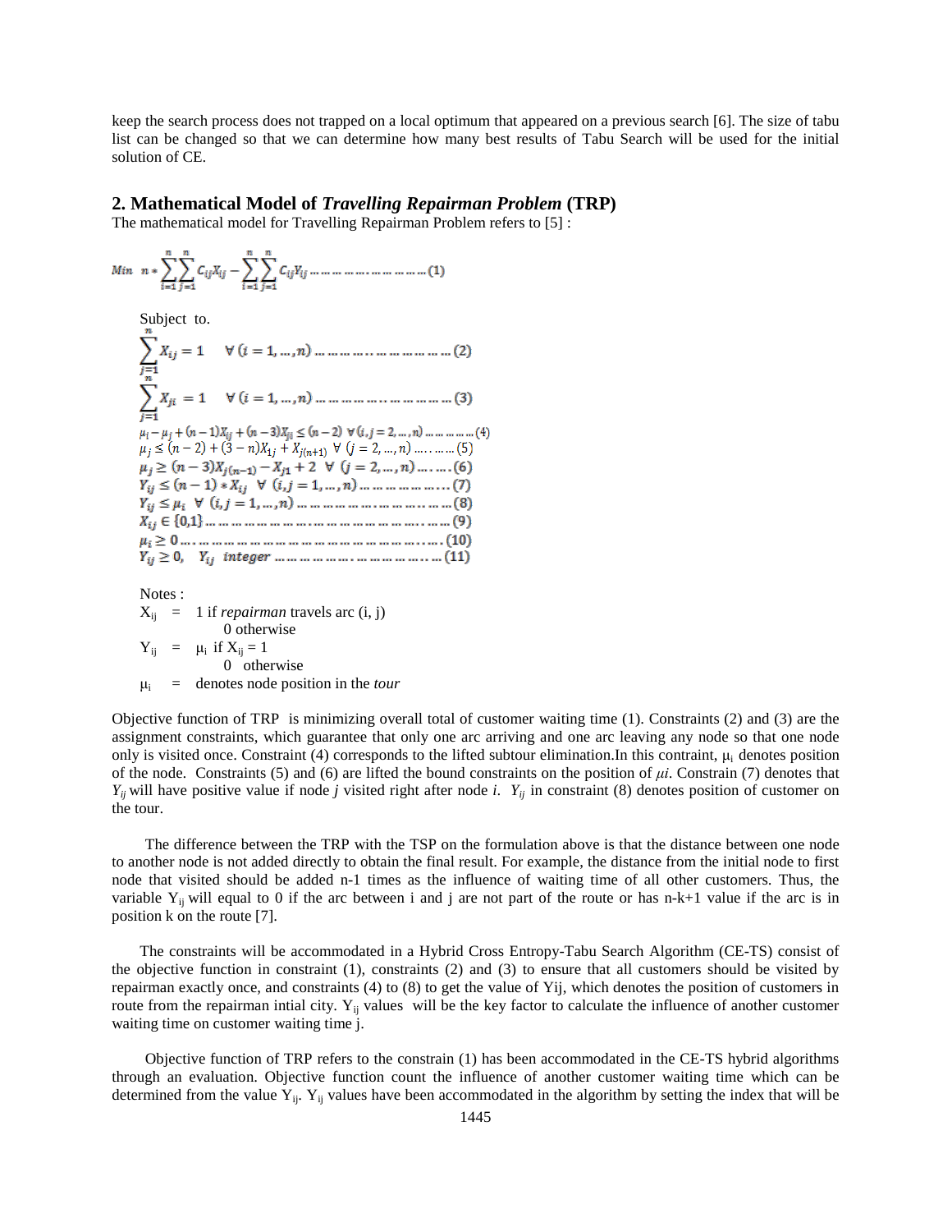keep the search process does not trapped on a local optimum that appeared on a previous search [6]. The size of tabu list can be changed so that we can determine how many best results of Tabu Search will be used for the initial solution of CE.

## 2. Mathematical Model of *Travelling Repairman Problem* (TRP)

The mathematical model for Travelling Repairman Problem refers to [5] :

$$Min \quad n * \sum_{i=1}^{n}\sum_{j=1}^{n} C_{ij}X_{ij} - \sum_{i=1}^{n}\sum_{j=1}^{n} C_{ij}Y_{ij} \quad \text{.........................(1)}$$

Subject to.

$$\sum_{j=1}^{n} X_{ij} = 1 \quad \forall\,(i = 1, \dots, n) \quad \text{.........................(2)}$$

$$\sum_{j=1}^{n} X_{ji} = 1 \quad \forall\,(i = 1, \dots, n) \quad \text{.........................(3)}$$

$$\mu_i - \mu_j + (n-1)X_{ij} + (n-3)X_{ji} \leq (n-2) \;\; \forall\,(i,j = 2, \dots, n) \quad \text{..........(4)}$$

$$\mu_j \leq (n-2) + (3-n)X_{1j} + X_{j(n+1)} \;\; \forall\,(j = 2, \dots, n) \quad \text{..........(5)}$$

$$\mu_j \geq (n-3)X_{j(n-1)} - X_{j1} + 2 \;\; \forall\,(j = 2, \dots, n) \quad \text{..........(6)}$$

$$Y_{ij} \leq (n-1) * X_{ij} \;\; \forall\,(i,j = 1, \dots, n) \quad \text{..........(7)}$$

$$Y_{ij} \leq \mu_i \;\; \forall\,(i,j = 1, \dots, n) \quad \text{..........(8)}$$

$$X_{ij} \in \{0,1\} \quad \text{..........(9)}$$

$$\mu_i \geq 0 \quad \text{..........(10)}$$

$$Y_{ij} \geq 0, \quad Y_{ij} \;\; integer \quad \text{..........(11)}$$

Notes :

$X_{ij}$ = 1 if *repairman* travels arc (i, j)
0 otherwise

$Y_{ij}$ = $\mu_i$ if $X_{ij} = 1$
0 otherwise

$\mu_i$ = denotes node position in the *tour*

Objective function of TRP is minimizing overall total of customer waiting time (1). Constraints (2) and (3) are the assignment constraints, which guarantee that only one arc arriving and one arc leaving any node so that one node only is visited once. Constraint (4) corresponds to the lifted subtour elimination.In this contraint, $\mu_i$ denotes position of the node. Constraints (5) and (6) are lifted the bound constraints on the position of $\mu i$. Constrain (7) denotes that $Y_{ij}$ will have positive value if node *j* visited right after node *i*. $Y_{ij}$ in constraint (8) denotes position of customer on the tour.

The difference between the TRP with the TSP on the formulation above is that the distance between one node to another node is not added directly to obtain the final result. For example, the distance from the initial node to first node that visited should be added n-1 times as the influence of waiting time of all other customers. Thus, the variable $Y_{ij}$ will equal to 0 if the arc between i and j are not part of the route or has n-k+1 value if the arc is in position k on the route [7].

The constraints will be accommodated in a Hybrid Cross Entropy-Tabu Search Algorithm (CE-TS) consist of the objective function in constraint (1), constraints (2) and (3) to ensure that all customers should be visited by repairman exactly once, and constraints (4) to (8) to get the value of Yij, which denotes the position of customers in route from the repairman intial city. $Y_{ij}$ values will be the key factor to calculate the influence of another customer waiting time on customer waiting time j.

Objective function of TRP refers to the constrain (1) has been accommodated in the CE-TS hybrid algorithms through an evaluation. Objective function count the influence of another customer waiting time which can be determined from the value $Y_{ij}$. $Y_{ij}$ values have been accommodated in the algorithm by setting the index that will be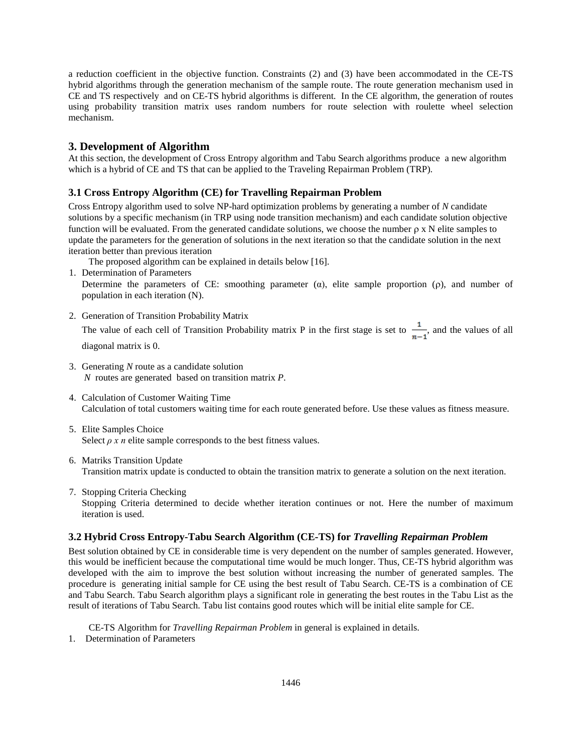a reduction coefficient in the objective function. Constraints (2) and (3) have been accommodated in the CE-TS hybrid algorithms through the generation mechanism of the sample route. The route generation mechanism used in CE and TS respectively and on CE-TS hybrid algorithms is different. In the CE algorithm, the generation of routes using probability transition matrix uses random numbers for route selection with roulette wheel selection mechanism.

## 3. Development of Algorithm

At this section, the development of Cross Entropy algorithm and Tabu Search algorithms produce a new algorithm which is a hybrid of CE and TS that can be applied to the Traveling Repairman Problem (TRP).

### 3.1 Cross Entropy Algorithm (CE) for Travelling Repairman Problem

Cross Entropy algorithm used to solve NP-hard optimization problems by generating a number of $N$ candidate solutions by a specific mechanism (in TRP using node transition mechanism) and each candidate solution objective function will be evaluated. From the generated candidate solutions, we choose the number $\rho$ x N elite samples to update the parameters for the generation of solutions in the next iteration so that the candidate solution in the next iteration better than previous iteration

The proposed algorithm can be explained in details below [16].

1. Determination of Parameters
   Determine the parameters of CE: smoothing parameter ($\alpha$), elite sample proportion ($\rho$), and number of population in each iteration (N).
2. Generation of Transition Probability Matrix
   The value of each cell of Transition Probability matrix P in the first stage is set to $\frac{1}{n-1}$, and the values of all diagonal matrix is 0.
3. Generating $N$ route as a candidate solution
   $N$ routes are generated based on transition matrix $P$.
4. Calculation of Customer Waiting Time
   Calculation of total customers waiting time for each route generated before. Use these values as fitness measure.
5. Elite Samples Choice
   Select $\rho$ $x$ $n$ elite sample corresponds to the best fitness values.
6. Matriks Transition Update
   Transition matrix update is conducted to obtain the transition matrix to generate a solution on the next iteration.
7. Stopping Criteria Checking
   Stopping Criteria determined to decide whether iteration continues or not. Here the number of maximum iteration is used.

### 3.2 Hybrid Cross Entropy-Tabu Search Algorithm (CE-TS) for *Travelling Repairman Problem*

Best solution obtained by CE in considerable time is very dependent on the number of samples generated. However, this would be inefficient because the computational time would be much longer. Thus, CE-TS hybrid algorithm was developed with the aim to improve the best solution without increasing the number of generated samples. The procedure is generating initial sample for CE using the best result of Tabu Search. CE-TS is a combination of CE and Tabu Search. Tabu Search algorithm plays a significant role in generating the best routes in the Tabu List as the result of iterations of Tabu Search. Tabu list contains good routes which will be initial elite sample for CE.

CE-TS Algorithm for *Travelling Repairman Problem* in general is explained in details.

1. Determination of Parameters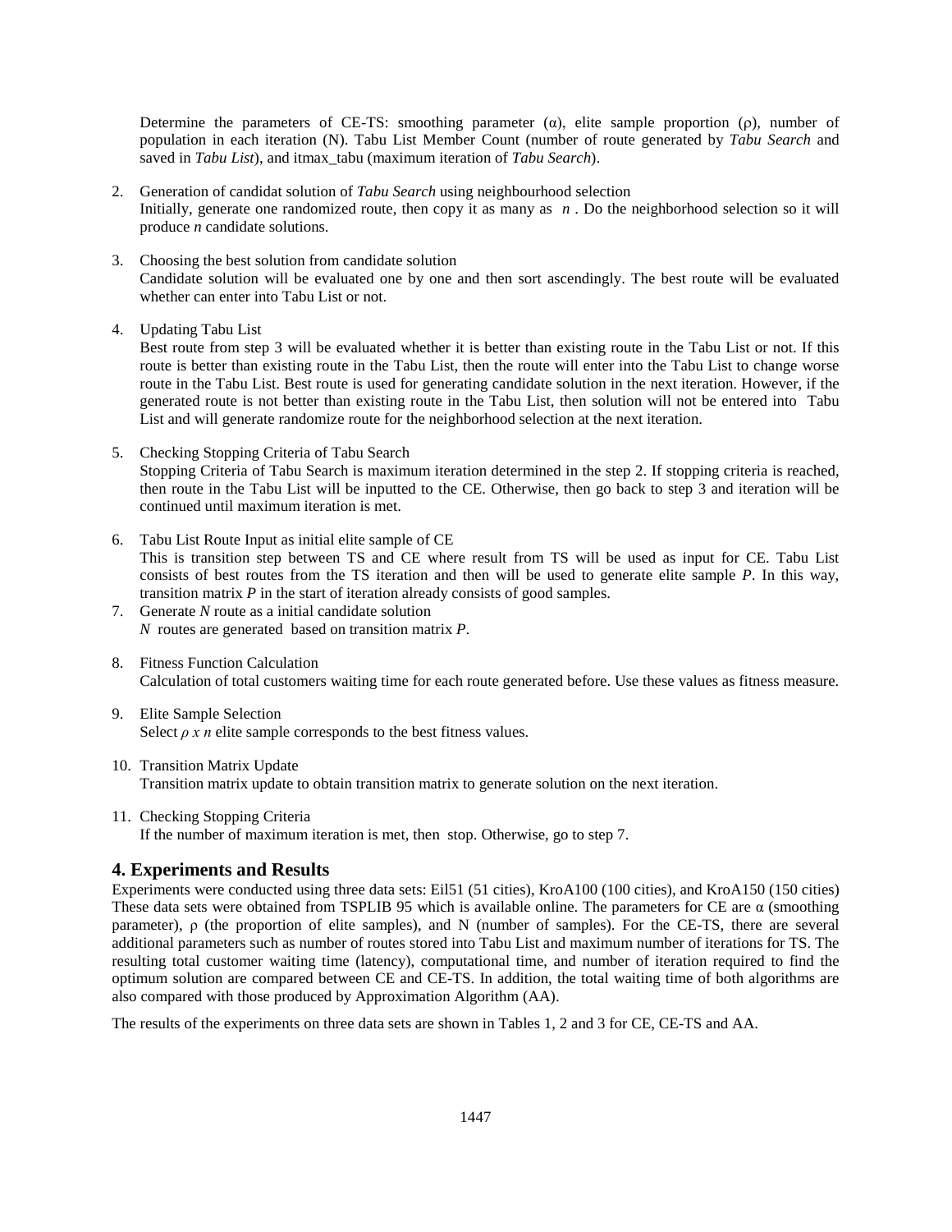Determine the parameters of CE-TS: smoothing parameter (α), elite sample proportion (ρ), number of population in each iteration (N). Tabu List Member Count (number of route generated by *Tabu Search* and saved in *Tabu List*), and itmax_tabu (maximum iteration of *Tabu Search*).

2. Generation of candidat solution of *Tabu Search* using neighbourhood selection
   Initially, generate one randomized route, then copy it as many as *n*. Do the neighborhood selection so it will produce *n* candidate solutions.

3. Choosing the best solution from candidate solution
   Candidate solution will be evaluated one by one and then sort ascendingly. The best route will be evaluated whether can enter into Tabu List or not.

4. Updating Tabu List
   Best route from step 3 will be evaluated whether it is better than existing route in the Tabu List or not. If this route is better than existing route in the Tabu List, then the route will enter into the Tabu List to change worse route in the Tabu List. Best route is used for generating candidate solution in the next iteration. However, if the generated route is not better than existing route in the Tabu List, then solution will not be entered into Tabu List and will generate randomize route for the neighborhood selection at the next iteration.

5. Checking Stopping Criteria of Tabu Search
   Stopping Criteria of Tabu Search is maximum iteration determined in the step 2. If stopping criteria is reached, then route in the Tabu List will be inputted to the CE. Otherwise, then go back to step 3 and iteration will be continued until maximum iteration is met.

6. Tabu List Route Input as initial elite sample of CE
   This is transition step between TS and CE where result from TS will be used as input for CE. Tabu List consists of best routes from the TS iteration and then will be used to generate elite sample *P*. In this way, transition matrix *P* in the start of iteration already consists of good samples.

7. Generate *N* route as a initial candidate solution
   *N* routes are generated based on transition matrix *P*.

8. Fitness Function Calculation
   Calculation of total customers waiting time for each route generated before. Use these values as fitness measure.

9. Elite Sample Selection
   Select *ρ x n* elite sample corresponds to the best fitness values.

10. Transition Matrix Update
    Transition matrix update to obtain transition matrix to generate solution on the next iteration.

11. Checking Stopping Criteria
    If the number of maximum iteration is met, then stop. Otherwise, go to step 7.

## 4. Experiments and Results

Experiments were conducted using three data sets: Eil51 (51 cities), KroA100 (100 cities), and KroA150 (150 cities) These data sets were obtained from TSPLIB 95 which is available online. The parameters for CE are α (smoothing parameter), ρ (the proportion of elite samples), and N (number of samples). For the CE-TS, there are several additional parameters such as number of routes stored into Tabu List and maximum number of iterations for TS. The resulting total customer waiting time (latency), computational time, and number of iteration required to find the optimum solution are compared between CE and CE-TS. In addition, the total waiting time of both algorithms are also compared with those produced by Approximation Algorithm (AA).

The results of the experiments on three data sets are shown in Tables 1, 2 and 3 for CE, CE-TS and AA.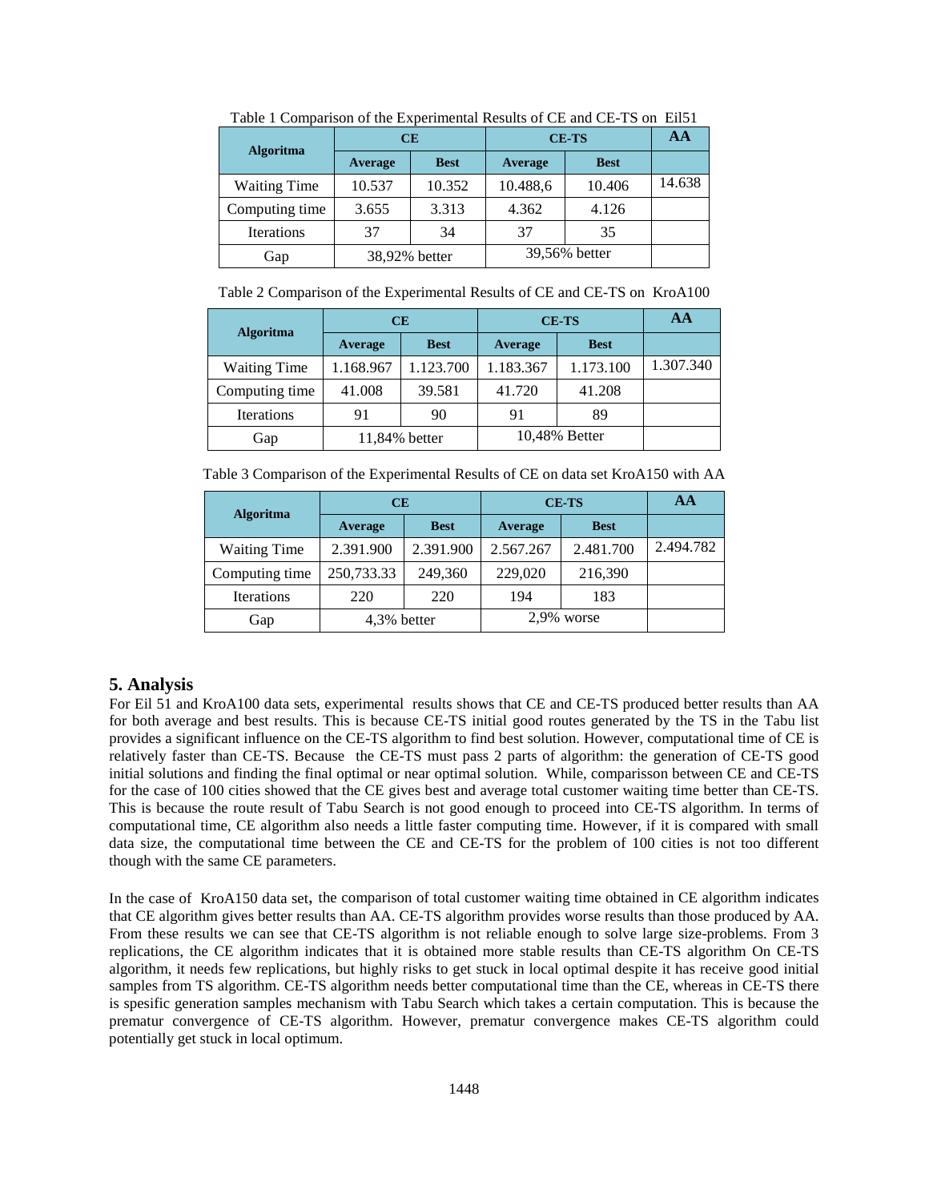Table 1 Comparison of the Experimental Results of CE and CE-TS on Eil51

| Algoritma | CE | | CE-TS | | AA |
|---|---|---|---|---|---|
| | Average | Best | Average | Best | |
| Waiting Time | 10.537 | 10.352 | 10.488,6 | 10.406 | 14.638 |
| Computing time | 3.655 | 3.313 | 4.362 | 4.126 | |
| Iterations | 37 | 34 | 37 | 35 | |
| Gap | 38,92% better | | 39,56% better | | |

Table 2 Comparison of the Experimental Results of CE and CE-TS on KroA100

| Algoritma | CE | | CE-TS | | AA |
|---|---|---|---|---|---|
| | Average | Best | Average | Best | |
| Waiting Time | 1.168.967 | 1.123.700 | 1.183.367 | 1.173.100 | 1.307.340 |
| Computing time | 41.008 | 39.581 | 41.720 | 41.208 | |
| Iterations | 91 | 90 | 91 | 89 | |
| Gap | 11,84% better | | 10,48% Better | | |

Table 3 Comparison of the Experimental Results of CE on data set KroA150 with AA

| Algoritma | CE | | CE-TS | | AA |
|---|---|---|---|---|---|
| | Average | Best | Average | Best | |
| Waiting Time | 2.391.900 | 2.391.900 | 2.567.267 | 2.481.700 | 2.494.782 |
| Computing time | 250,733.33 | 249,360 | 229,020 | 216,390 | |
| Iterations | 220 | 220 | 194 | 183 | |
| Gap | 4,3% better | | 2,9% worse | | |

## 5. Analysis

For Eil 51 and KroA100 data sets, experimental results shows that CE and CE-TS produced better results than AA for both average and best results. This is because CE-TS initial good routes generated by the TS in the Tabu list provides a significant influence on the CE-TS algorithm to find best solution. However, computational time of CE is relatively faster than CE-TS. Because the CE-TS must pass 2 parts of algorithm: the generation of CE-TS good initial solutions and finding the final optimal or near optimal solution. While, comparisson between CE and CE-TS for the case of 100 cities showed that the CE gives best and average total customer waiting time better than CE-TS. This is because the route result of Tabu Search is not good enough to proceed into CE-TS algorithm. In terms of computational time, CE algorithm also needs a little faster computing time. However, if it is compared with small data size, the computational time between the CE and CE-TS for the problem of 100 cities is not too different though with the same CE parameters.

In the case of KroA150 data set, the comparison of total customer waiting time obtained in CE algorithm indicates that CE algorithm gives better results than AA. CE-TS algorithm provides worse results than those produced by AA. From these results we can see that CE-TS algorithm is not reliable enough to solve large size-problems. From 3 replications, the CE algorithm indicates that it is obtained more stable results than CE-TS algorithm On CE-TS algorithm, it needs few replications, but highly risks to get stuck in local optimal despite it has receive good initial samples from TS algorithm. CE-TS algorithm needs better computational time than the CE, whereas in CE-TS there is spesific generation samples mechanism with Tabu Search which takes a certain computation. This is because the prematur convergence of CE-TS algorithm. However, prematur convergence makes CE-TS algorithm could potentially get stuck in local optimum.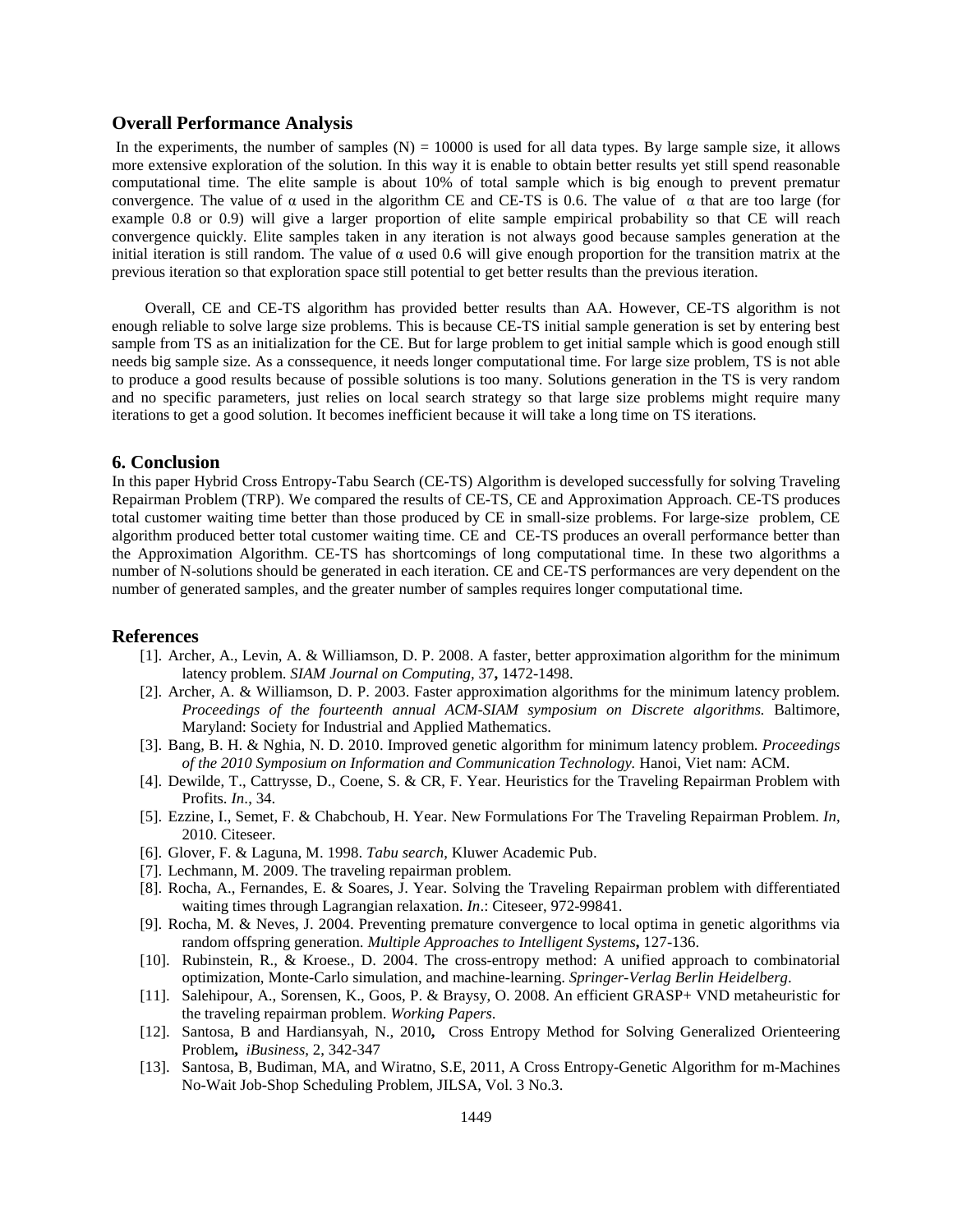### Overall Performance Analysis

In the experiments, the number of samples (N) = 10000 is used for all data types. By large sample size, it allows more extensive exploration of the solution. In this way it is enable to obtain better results yet still spend reasonable computational time. The elite sample is about 10% of total sample which is big enough to prevent prematur convergence. The value of $\alpha$ used in the algorithm CE and CE-TS is 0.6. The value of $\alpha$ that are too large (for example 0.8 or 0.9) will give a larger proportion of elite sample empirical probability so that CE will reach convergence quickly. Elite samples taken in any iteration is not always good because samples generation at the initial iteration is still random. The value of $\alpha$ used 0.6 will give enough proportion for the transition matrix at the previous iteration so that exploration space still potential to get better results than the previous iteration.

Overall, CE and CE-TS algorithm has provided better results than AA. However, CE-TS algorithm is not enough reliable to solve large size problems. This is because CE-TS initial sample generation is set by entering best sample from TS as an initialization for the CE. But for large problem to get initial sample which is good enough still needs big sample size. As a conssequence, it needs longer computational time. For large size problem, TS is not able to produce a good results because of possible solutions is too many. Solutions generation in the TS is very random and no specific parameters, just relies on local search strategy so that large size problems might require many iterations to get a good solution. It becomes inefficient because it will take a long time on TS iterations.

## 6. Conclusion

In this paper Hybrid Cross Entropy-Tabu Search (CE-TS) Algorithm is developed successfully for solving Traveling Repairman Problem (TRP). We compared the results of CE-TS, CE and Approximation Approach. CE-TS produces total customer waiting time better than those produced by CE in small-size problems. For large-size problem, CE algorithm produced better total customer waiting time. CE and CE-TS produces an overall performance better than the Approximation Algorithm. CE-TS has shortcomings of long computational time. In these two algorithms a number of N-solutions should be generated in each iteration. CE and CE-TS performances are very dependent on the number of generated samples, and the greater number of samples requires longer computational time.

## References

[1]. Archer, A., Levin, A. & Williamson, D. P. 2008. A faster, better approximation algorithm for the minimum latency problem. *SIAM Journal on Computing*, 37**,** 1472-1498.

[2]. Archer, A. & Williamson, D. P. 2003. Faster approximation algorithms for the minimum latency problem. *Proceedings of the fourteenth annual ACM-SIAM symposium on Discrete algorithms.* Baltimore, Maryland: Society for Industrial and Applied Mathematics.

[3]. Bang, B. H. & Nghia, N. D. 2010. Improved genetic algorithm for minimum latency problem. *Proceedings of the 2010 Symposium on Information and Communication Technology.* Hanoi, Viet nam: ACM.

[4]. Dewilde, T., Cattrysse, D., Coene, S. & CR, F. Year. Heuristics for the Traveling Repairman Problem with Profits. *In*., 34.

[5]. Ezzine, I., Semet, F. & Chabchoub, H. Year. New Formulations For The Traveling Repairman Problem. *In*, 2010. Citeseer.

[6]. Glover, F. & Laguna, M. 1998. *Tabu search*, Kluwer Academic Pub.

[7]. Lechmann, M. 2009. The traveling repairman problem.

[8]. Rocha, A., Fernandes, E. & Soares, J. Year. Solving the Traveling Repairman problem with differentiated waiting times through Lagrangian relaxation. *In*.: Citeseer, 972-99841.

[9]. Rocha, M. & Neves, J. 2004. Preventing premature convergence to local optima in genetic algorithms via random offspring generation. *Multiple Approaches to Intelligent Systems***,** 127-136.

[10]. Rubinstein, R., & Kroese., D. 2004. The cross-entropy method: A unified approach to combinatorial optimization, Monte-Carlo simulation, and machine-learning. *Springer-Verlag Berlin Heidelberg*.

[11]. Salehipour, A., Sorensen, K., Goos, P. & Braysy, O. 2008. An efficient GRASP+ VND metaheuristic for the traveling repairman problem. *Working Papers*.

[12]. Santosa, B and Hardiansyah, N., 2010**,** Cross Entropy Method for Solving Generalized Orienteering Problem**,** *iBusiness*, 2, 342-347

[13]. Santosa, B, Budiman, MA, and Wiratno, S.E, 2011, A Cross Entropy-Genetic Algorithm for m-Machines No-Wait Job-Shop Scheduling Problem, JILSA, Vol. 3 No.3.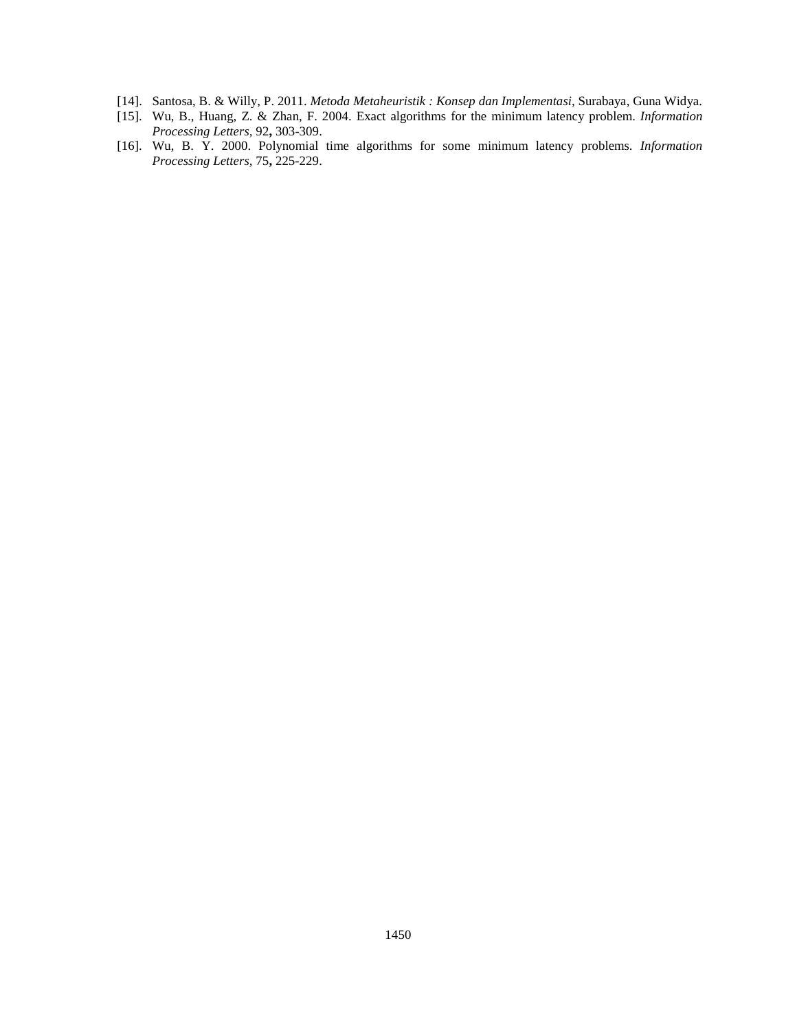[14]. Santosa, B. & Willy, P. 2011. *Metoda Metaheuristik : Konsep dan Implementasi*, Surabaya, Guna Widya.

[15]. Wu, B., Huang, Z. & Zhan, F. 2004. Exact algorithms for the minimum latency problem. *Information Processing Letters*, 92**,** 303-309.

[16]. Wu, B. Y. 2000. Polynomial time algorithms for some minimum latency problems. *Information Processing Letters*, 75**,** 225-229.